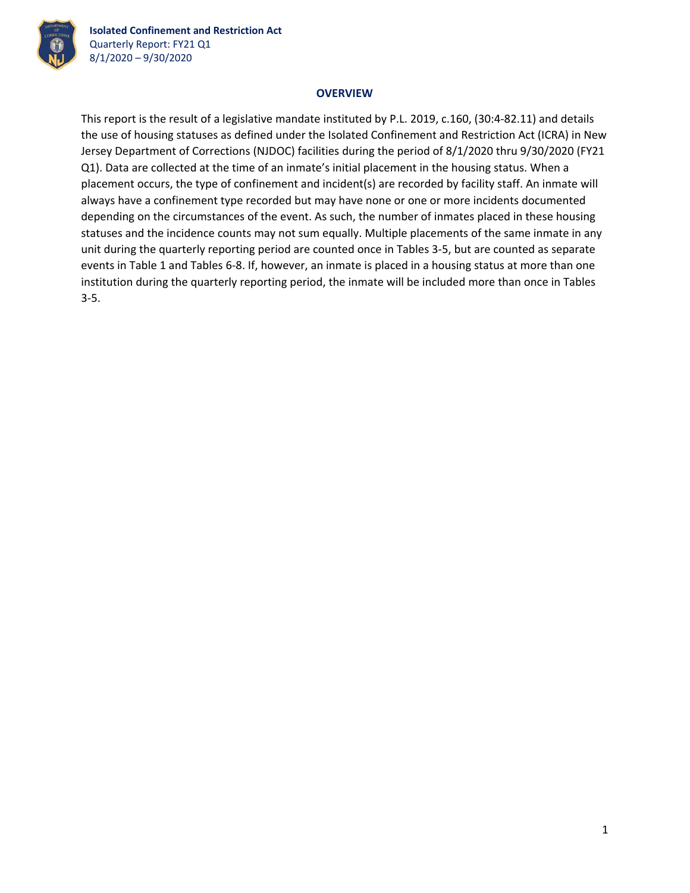**Isolated Confinement and Restriction Act**
Quarterly Report: FY21 Q1
8/1/2020 – 9/30/2020

## OVERVIEW

This report is the result of a legislative mandate instituted by P.L. 2019, c.160, (30:4-82.11) and details the use of housing statuses as defined under the Isolated Confinement and Restriction Act (ICRA) in New Jersey Department of Corrections (NJDOC) facilities during the period of 8/1/2020 thru 9/30/2020 (FY21 Q1). Data are collected at the time of an inmate's initial placement in the housing status. When a placement occurs, the type of confinement and incident(s) are recorded by facility staff. An inmate will always have a confinement type recorded but may have none or one or more incidents documented depending on the circumstances of the event. As such, the number of inmates placed in these housing statuses and the incidence counts may not sum equally. Multiple placements of the same inmate in any unit during the quarterly reporting period are counted once in Tables 3-5, but are counted as separate events in Table 1 and Tables 6-8. If, however, an inmate is placed in a housing status at more than one institution during the quarterly reporting period, the inmate will be included more than once in Tables 3-5.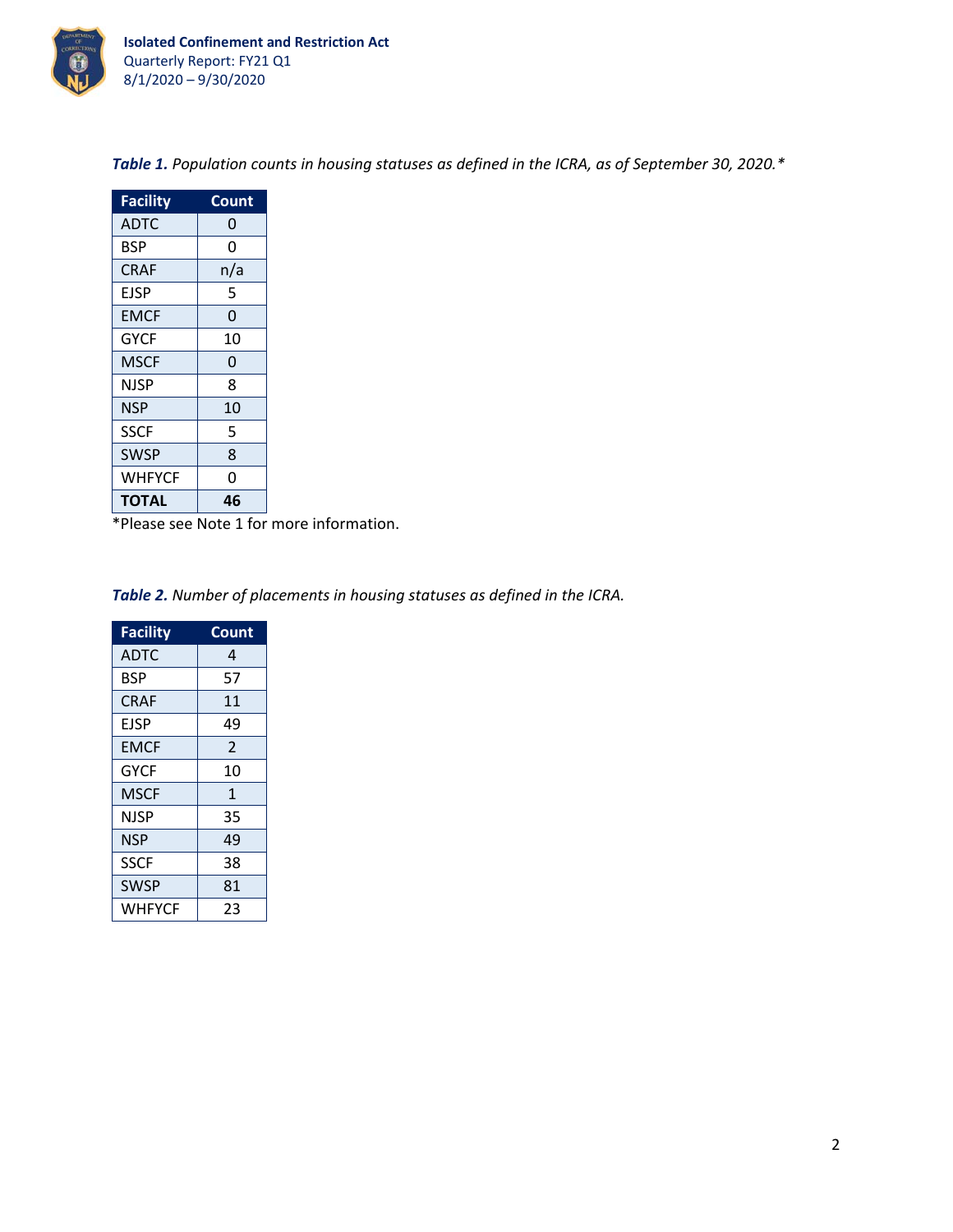*Table 1. Population counts in housing statuses as defined in the ICRA, as of September 30, 2020.**

| Facility | Count |
|---|---|
| ADTC | 0 |
| BSP | 0 |
| CRAF | n/a |
| EJSP | 5 |
| EMCF | 0 |
| GYCF | 10 |
| MSCF | 0 |
| NJSP | 8 |
| NSP | 10 |
| SSCF | 5 |
| SWSP | 8 |
| WHFYCF | 0 |
| **TOTAL** | **46** |

*Please see Note 1 for more information.

*Table 2. Number of placements in housing statuses as defined in the ICRA.*

| Facility | Count |
|---|---|
| ADTC | 4 |
| BSP | 57 |
| CRAF | 11 |
| EJSP | 49 |
| EMCF | 2 |
| GYCF | 10 |
| MSCF | 1 |
| NJSP | 35 |
| NSP | 49 |
| SSCF | 38 |
| SWSP | 81 |
| WHFYCF | 23 |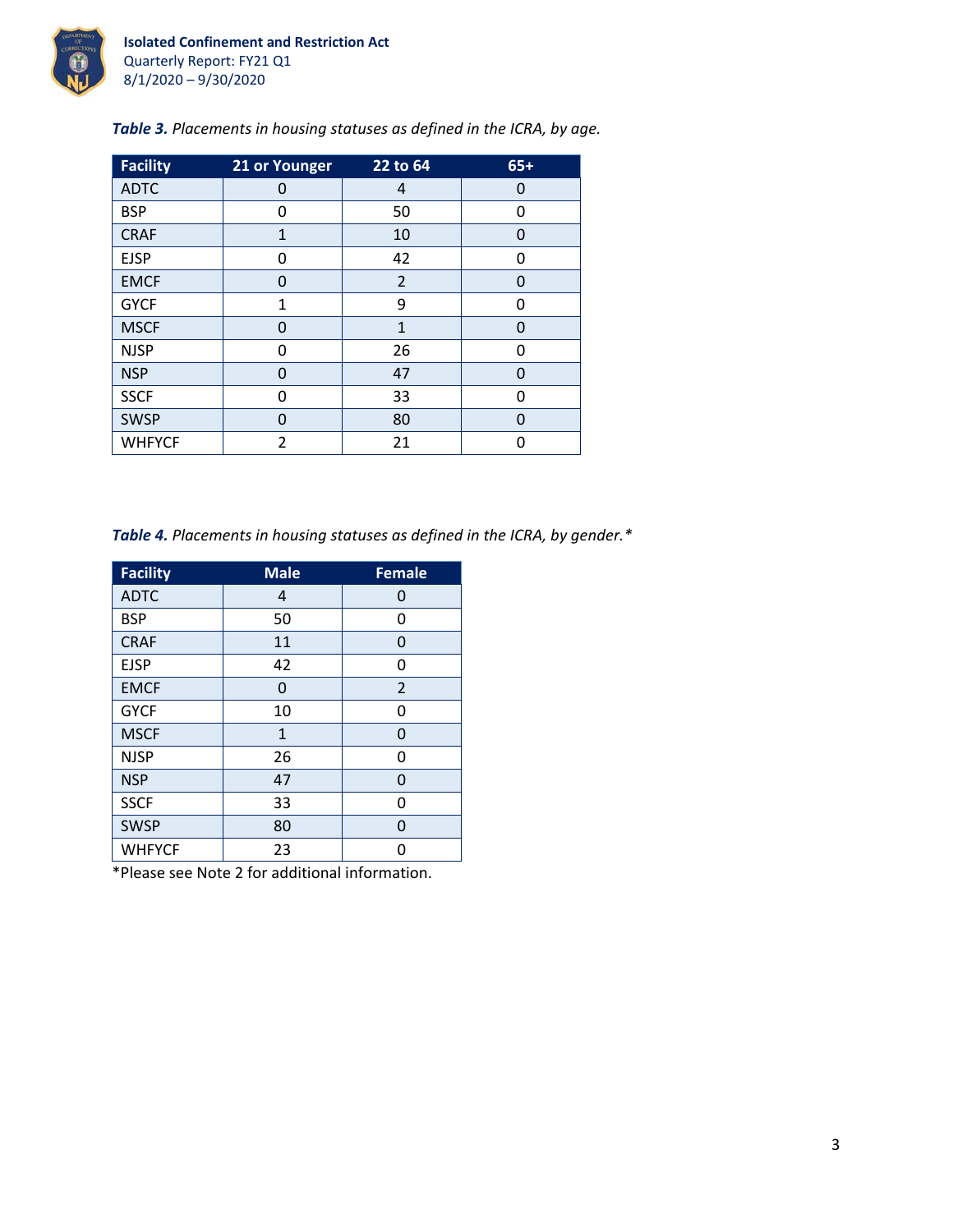***Table 3.*** *Placements in housing statuses as defined in the ICRA, by age.*

| Facility | 21 or Younger | 22 to 64 | 65+ |
|---|---|---|---|
| ADTC | 0 | 4 | 0 |
| BSP | 0 | 50 | 0 |
| CRAF | 1 | 10 | 0 |
| EJSP | 0 | 42 | 0 |
| EMCF | 0 | 2 | 0 |
| GYCF | 1 | 9 | 0 |
| MSCF | 0 | 1 | 0 |
| NJSP | 0 | 26 | 0 |
| NSP | 0 | 47 | 0 |
| SSCF | 0 | 33 | 0 |
| SWSP | 0 | 80 | 0 |
| WHFYCF | 2 | 21 | 0 |

***Table 4.*** *Placements in housing statuses as defined in the ICRA, by gender.**

| Facility | Male | Female |
|---|---|---|
| ADTC | 4 | 0 |
| BSP | 50 | 0 |
| CRAF | 11 | 0 |
| EJSP | 42 | 0 |
| EMCF | 0 | 2 |
| GYCF | 10 | 0 |
| MSCF | 1 | 0 |
| NJSP | 26 | 0 |
| NSP | 47 | 0 |
| SSCF | 33 | 0 |
| SWSP | 80 | 0 |
| WHFYCF | 23 | 0 |

*Please see Note 2 for additional information.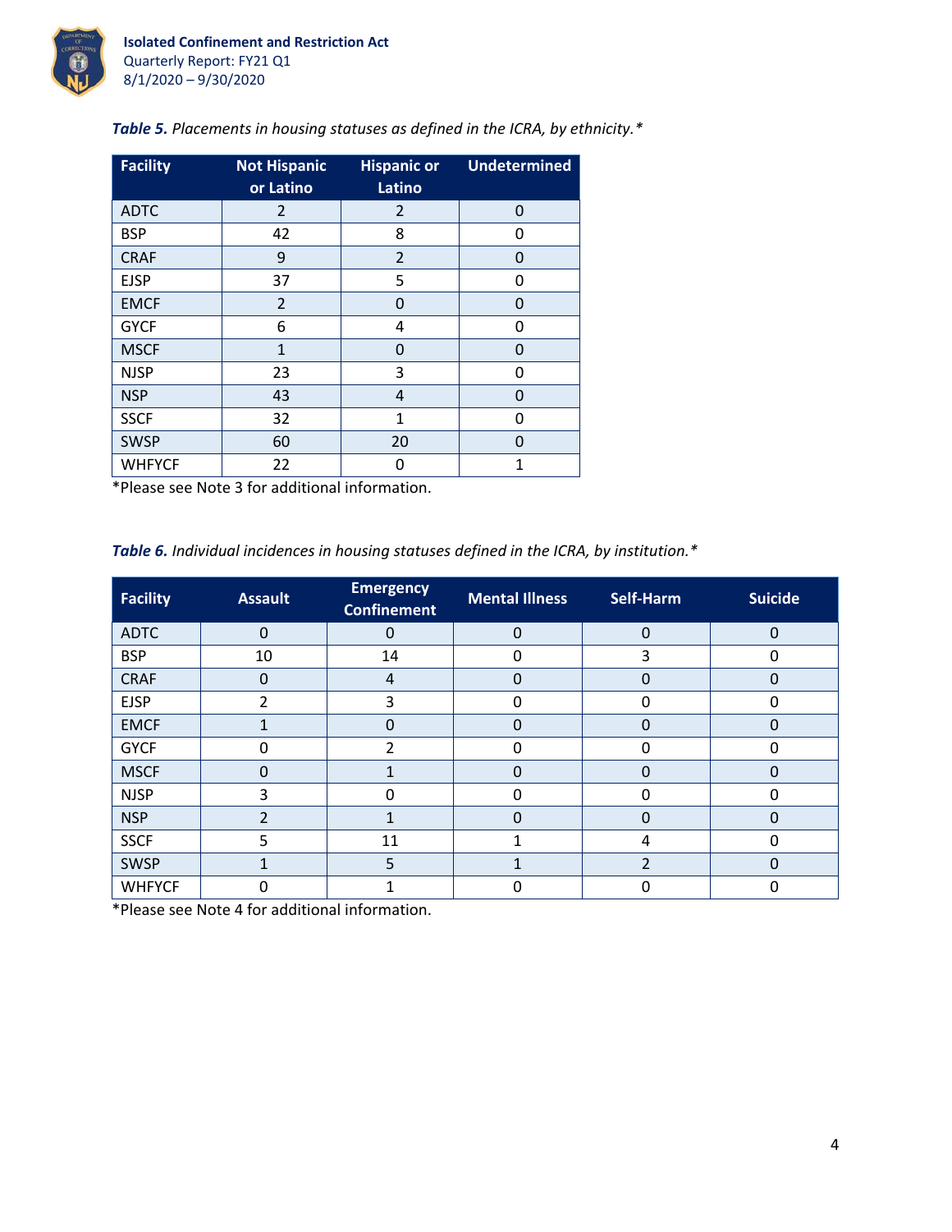*Table 5. Placements in housing statuses as defined in the ICRA, by ethnicity.**

| Facility | Not Hispanic or Latino | Hispanic or Latino | Undetermined |
|---|---|---|---|
| ADTC | 2 | 2 | 0 |
| BSP | 42 | 8 | 0 |
| CRAF | 9 | 2 | 0 |
| EJSP | 37 | 5 | 0 |
| EMCF | 2 | 0 | 0 |
| GYCF | 6 | 4 | 0 |
| MSCF | 1 | 0 | 0 |
| NJSP | 23 | 3 | 0 |
| NSP | 43 | 4 | 0 |
| SSCF | 32 | 1 | 0 |
| SWSP | 60 | 20 | 0 |
| WHFYCF | 22 | 0 | 1 |

*Please see Note 3 for additional information.

*Table 6. Individual incidences in housing statuses defined in the ICRA, by institution.**

| Facility | Assault | Emergency Confinement | Mental Illness | Self-Harm | Suicide |
|---|---|---|---|---|---|
| ADTC | 0 | 0 | 0 | 0 | 0 |
| BSP | 10 | 14 | 0 | 3 | 0 |
| CRAF | 0 | 4 | 0 | 0 | 0 |
| EJSP | 2 | 3 | 0 | 0 | 0 |
| EMCF | 1 | 0 | 0 | 0 | 0 |
| GYCF | 0 | 2 | 0 | 0 | 0 |
| MSCF | 0 | 1 | 0 | 0 | 0 |
| NJSP | 3 | 0 | 0 | 0 | 0 |
| NSP | 2 | 1 | 0 | 0 | 0 |
| SSCF | 5 | 11 | 1 | 4 | 0 |
| SWSP | 1 | 5 | 1 | 2 | 0 |
| WHFYCF | 0 | 1 | 0 | 0 | 0 |

*Please see Note 4 for additional information.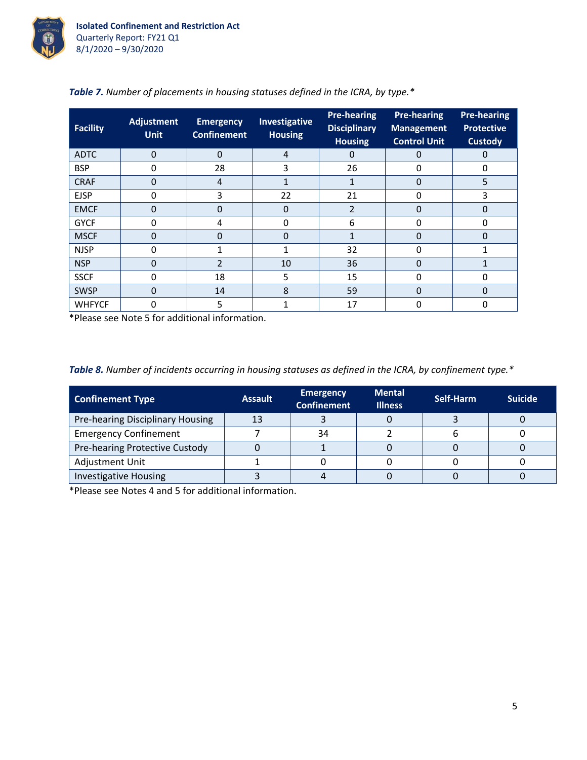***Table 7.*** *Number of placements in housing statuses defined in the ICRA, by type.**

| Facility | Adjustment Unit | Emergency Confinement | Investigative Housing | Pre-hearing Disciplinary Housing | Pre-hearing Management Control Unit | Pre-hearing Protective Custody |
|---|---|---|---|---|---|---|
| ADTC | 0 | 0 | 4 | 0 | 0 | 0 |
| BSP | 0 | 28 | 3 | 26 | 0 | 0 |
| CRAF | 0 | 4 | 1 | 1 | 0 | 5 |
| EJSP | 0 | 3 | 22 | 21 | 0 | 3 |
| EMCF | 0 | 0 | 0 | 2 | 0 | 0 |
| GYCF | 0 | 4 | 0 | 6 | 0 | 0 |
| MSCF | 0 | 0 | 0 | 1 | 0 | 0 |
| NJSP | 0 | 1 | 1 | 32 | 0 | 1 |
| NSP | 0 | 2 | 10 | 36 | 0 | 1 |
| SSCF | 0 | 18 | 5 | 15 | 0 | 0 |
| SWSP | 0 | 14 | 8 | 59 | 0 | 0 |
| WHFYCF | 0 | 5 | 1 | 17 | 0 | 0 |

*Please see Note 5 for additional information.

***Table 8.*** *Number of incidents occurring in housing statuses as defined in the ICRA, by confinement type.**

| Confinement Type | Assault | Emergency Confinement | Mental Illness | Self-Harm | Suicide |
|---|---|---|---|---|---|
| Pre-hearing Disciplinary Housing | 13 | 3 | 0 | 3 | 0 |
| Emergency Confinement | 7 | 34 | 2 | 6 | 0 |
| Pre-hearing Protective Custody | 0 | 1 | 0 | 0 | 0 |
| Adjustment Unit | 1 | 0 | 0 | 0 | 0 |
| Investigative Housing | 3 | 4 | 0 | 0 | 0 |

*Please see Notes 4 and 5 for additional information.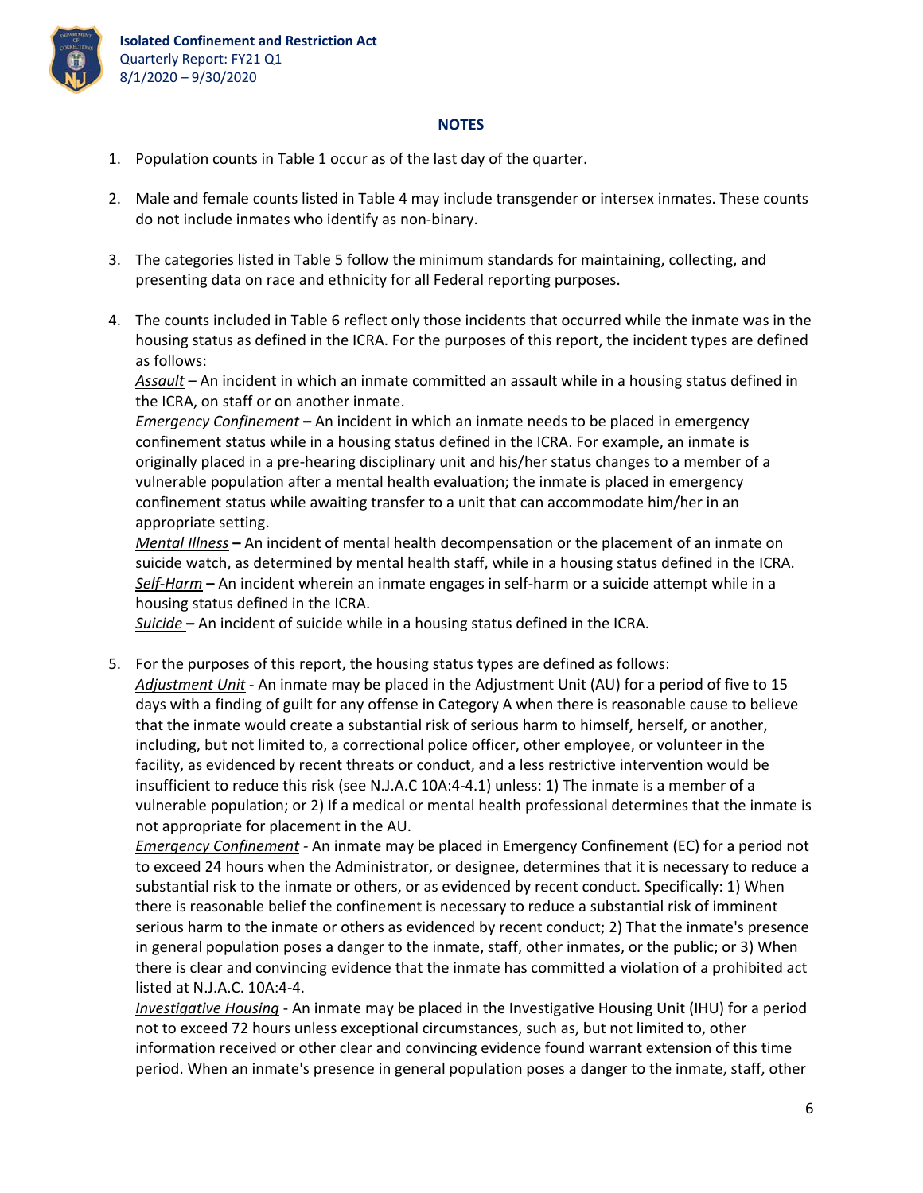## NOTES

1. Population counts in Table 1 occur as of the last day of the quarter.

2. Male and female counts listed in Table 4 may include transgender or intersex inmates. These counts do not include inmates who identify as non-binary.

3. The categories listed in Table 5 follow the minimum standards for maintaining, collecting, and presenting data on race and ethnicity for all Federal reporting purposes.

4. The counts included in Table 6 reflect only those incidents that occurred while the inmate was in the housing status as defined in the ICRA. For the purposes of this report, the incident types are defined as follows:
   *Assault* – An incident in which an inmate committed an assault while in a housing status defined in the ICRA, on staff or on another inmate.
   *Emergency Confinement* **–** An incident in which an inmate needs to be placed in emergency confinement status while in a housing status defined in the ICRA. For example, an inmate is originally placed in a pre-hearing disciplinary unit and his/her status changes to a member of a vulnerable population after a mental health evaluation; the inmate is placed in emergency confinement status while awaiting transfer to a unit that can accommodate him/her in an appropriate setting.
   *Mental Illness* **–** An incident of mental health decompensation or the placement of an inmate on suicide watch, as determined by mental health staff, while in a housing status defined in the ICRA.
   *Self-Harm* **–** An incident wherein an inmate engages in self-harm or a suicide attempt while in a housing status defined in the ICRA.
   *Suicide* **–** An incident of suicide while in a housing status defined in the ICRA.

5. For the purposes of this report, the housing status types are defined as follows:
   *Adjustment Unit* - An inmate may be placed in the Adjustment Unit (AU) for a period of five to 15 days with a finding of guilt for any offense in Category A when there is reasonable cause to believe that the inmate would create a substantial risk of serious harm to himself, herself, or another, including, but not limited to, a correctional police officer, other employee, or volunteer in the facility, as evidenced by recent threats or conduct, and a less restrictive intervention would be insufficient to reduce this risk (see N.J.A.C 10A:4-4.1) unless: 1) The inmate is a member of a vulnerable population; or 2) If a medical or mental health professional determines that the inmate is not appropriate for placement in the AU.
   *Emergency Confinement* - An inmate may be placed in Emergency Confinement (EC) for a period not to exceed 24 hours when the Administrator, or designee, determines that it is necessary to reduce a substantial risk to the inmate or others, or as evidenced by recent conduct. Specifically: 1) When there is reasonable belief the confinement is necessary to reduce a substantial risk of imminent serious harm to the inmate or others as evidenced by recent conduct; 2) That the inmate's presence in general population poses a danger to the inmate, staff, other inmates, or the public; or 3) When there is clear and convincing evidence that the inmate has committed a violation of a prohibited act listed at N.J.A.C. 10A:4-4.
   *Investigative Housing* - An inmate may be placed in the Investigative Housing Unit (IHU) for a period not to exceed 72 hours unless exceptional circumstances, such as, but not limited to, other information received or other clear and convincing evidence found warrant extension of this time period. When an inmate's presence in general population poses a danger to the inmate, staff, other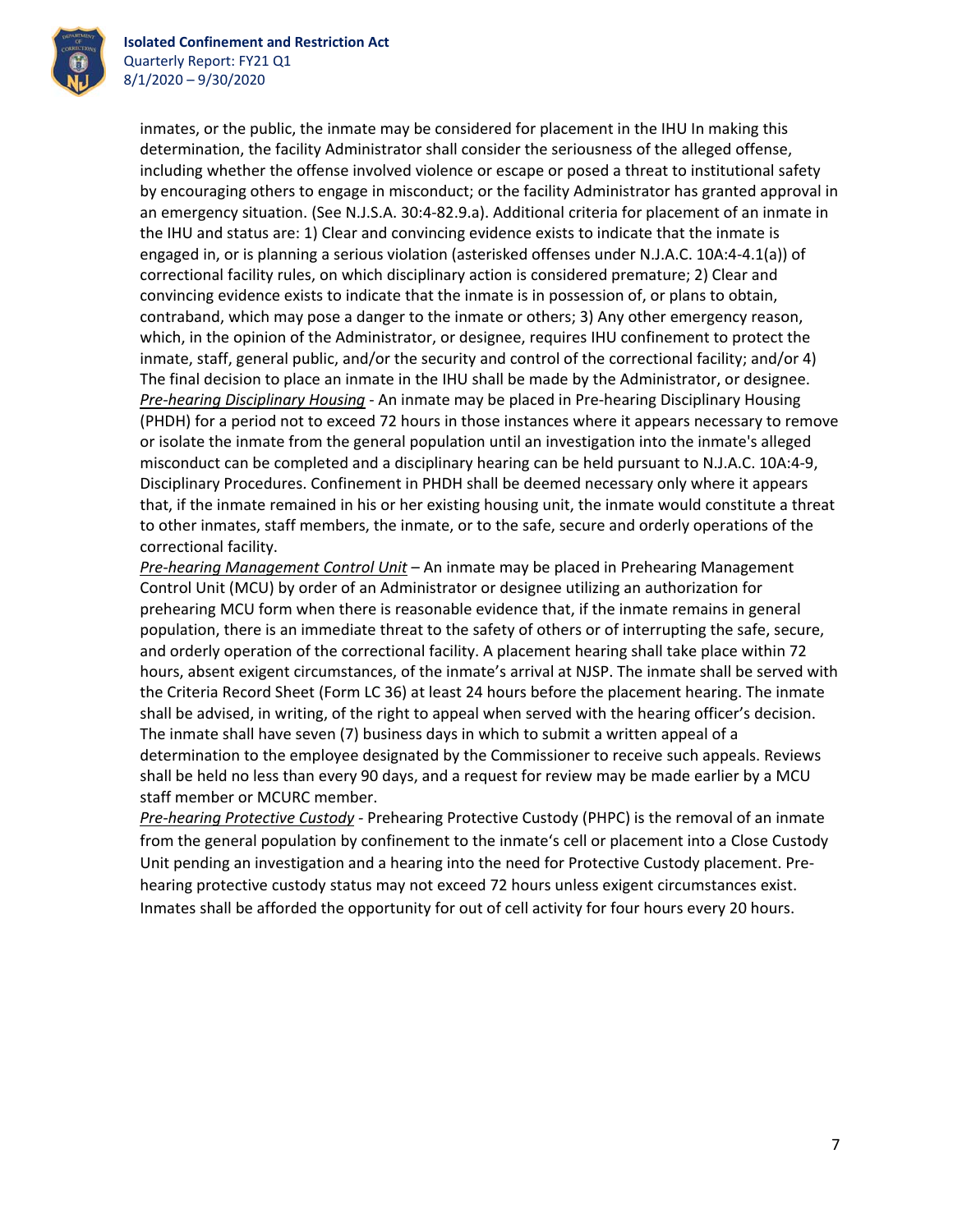inmates, or the public, the inmate may be considered for placement in the IHU In making this determination, the facility Administrator shall consider the seriousness of the alleged offense, including whether the offense involved violence or escape or posed a threat to institutional safety by encouraging others to engage in misconduct; or the facility Administrator has granted approval in an emergency situation. (See N.J.S.A. 30:4-82.9.a). Additional criteria for placement of an inmate in the IHU and status are: 1) Clear and convincing evidence exists to indicate that the inmate is engaged in, or is planning a serious violation (asterisked offenses under N.J.A.C. 10A:4-4.1(a)) of correctional facility rules, on which disciplinary action is considered premature; 2) Clear and convincing evidence exists to indicate that the inmate is in possession of, or plans to obtain, contraband, which may pose a danger to the inmate or others; 3) Any other emergency reason, which, in the opinion of the Administrator, or designee, requires IHU confinement to protect the inmate, staff, general public, and/or the security and control of the correctional facility; and/or 4) The final decision to place an inmate in the IHU shall be made by the Administrator, or designee.

*Pre-hearing Disciplinary Housing* - An inmate may be placed in Pre-hearing Disciplinary Housing (PHDH) for a period not to exceed 72 hours in those instances where it appears necessary to remove or isolate the inmate from the general population until an investigation into the inmate's alleged misconduct can be completed and a disciplinary hearing can be held pursuant to N.J.A.C. 10A:4-9, Disciplinary Procedures. Confinement in PHDH shall be deemed necessary only where it appears that, if the inmate remained in his or her existing housing unit, the inmate would constitute a threat to other inmates, staff members, the inmate, or to the safe, secure and orderly operations of the correctional facility.

*Pre-hearing Management Control Unit* – An inmate may be placed in Prehearing Management Control Unit (MCU) by order of an Administrator or designee utilizing an authorization for prehearing MCU form when there is reasonable evidence that, if the inmate remains in general population, there is an immediate threat to the safety of others or of interrupting the safe, secure, and orderly operation of the correctional facility. A placement hearing shall take place within 72 hours, absent exigent circumstances, of the inmate's arrival at NJSP. The inmate shall be served with the Criteria Record Sheet (Form LC 36) at least 24 hours before the placement hearing. The inmate shall be advised, in writing, of the right to appeal when served with the hearing officer's decision. The inmate shall have seven (7) business days in which to submit a written appeal of a determination to the employee designated by the Commissioner to receive such appeals. Reviews shall be held no less than every 90 days, and a request for review may be made earlier by a MCU staff member or MCURC member.

*Pre-hearing Protective Custody* - Prehearing Protective Custody (PHPC) is the removal of an inmate from the general population by confinement to the inmate's cell or placement into a Close Custody Unit pending an investigation and a hearing into the need for Protective Custody placement. Pre-hearing protective custody status may not exceed 72 hours unless exigent circumstances exist. Inmates shall be afforded the opportunity for out of cell activity for four hours every 20 hours.